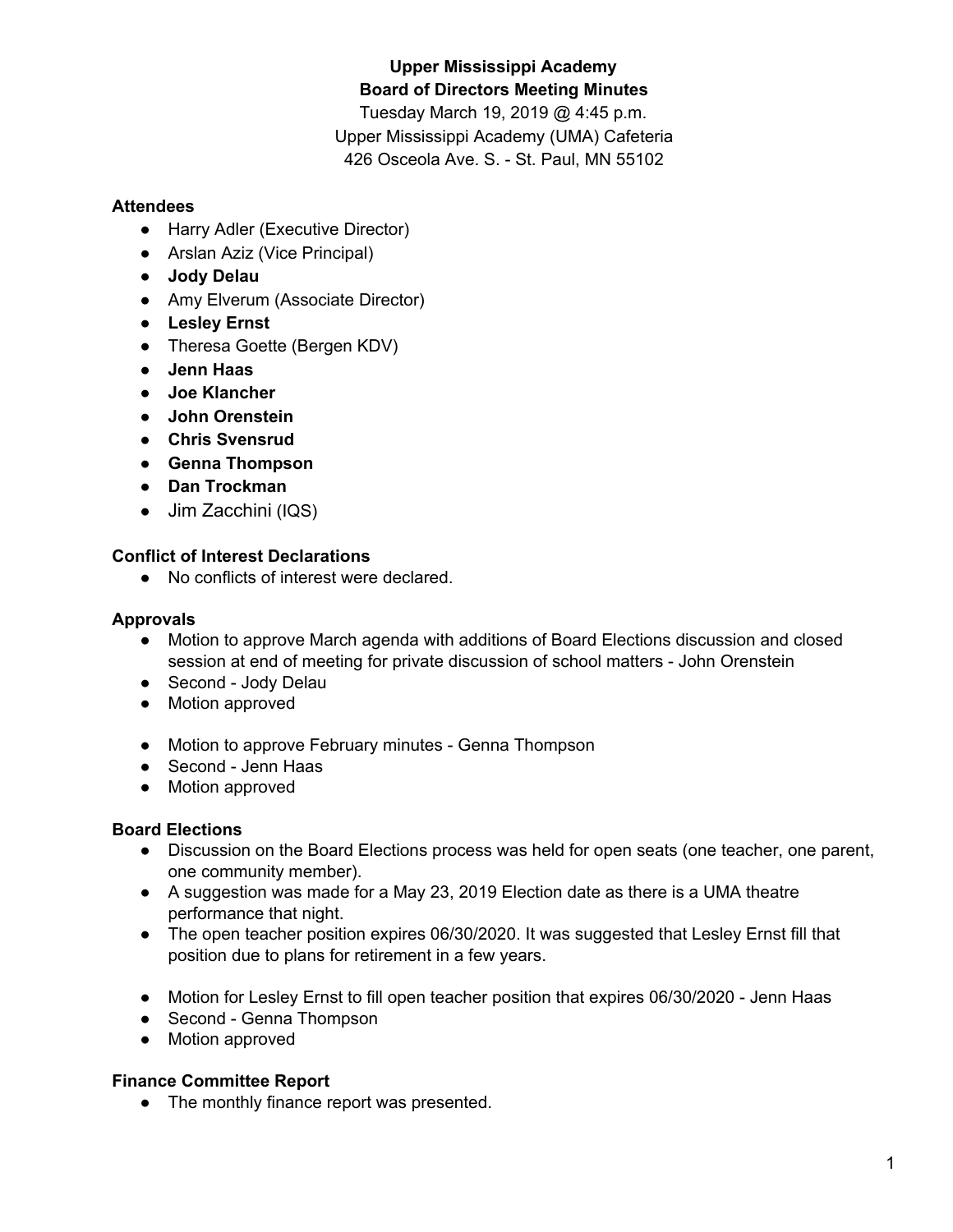**Upper Mississippi Academy**
**Board of Directors Meeting Minutes**
Tuesday March 19, 2019 @ 4:45 p.m.
Upper Mississippi Academy (UMA) Cafeteria
426 Osceola Ave. S. - St. Paul, MN 55102

### Attendees

- Harry Adler (Executive Director)
- Arslan Aziz (Vice Principal)
- **Jody Delau**
- Amy Elverum (Associate Director)
- **Lesley Ernst**
- Theresa Goette (Bergen KDV)
- **Jenn Haas**
- **Joe Klancher**
- **John Orenstein**
- **Chris Svensrud**
- **Genna Thompson**
- **Dan Trockman**
- Jim Zacchini (IQS)

### Conflict of Interest Declarations

- No conflicts of interest were declared.

### Approvals

- Motion to approve March agenda with additions of Board Elections discussion and closed session at end of meeting for private discussion of school matters - John Orenstein
- Second - Jody Delau
- Motion approved

- Motion to approve February minutes - Genna Thompson
- Second - Jenn Haas
- Motion approved

### Board Elections

- Discussion on the Board Elections process was held for open seats (one teacher, one parent, one community member).
- A suggestion was made for a May 23, 2019 Election date as there is a UMA theatre performance that night.
- The open teacher position expires 06/30/2020. It was suggested that Lesley Ernst fill that position due to plans for retirement in a few years.

- Motion for Lesley Ernst to fill open teacher position that expires 06/30/2020 - Jenn Haas
- Second - Genna Thompson
- Motion approved

### Finance Committee Report

- The monthly finance report was presented.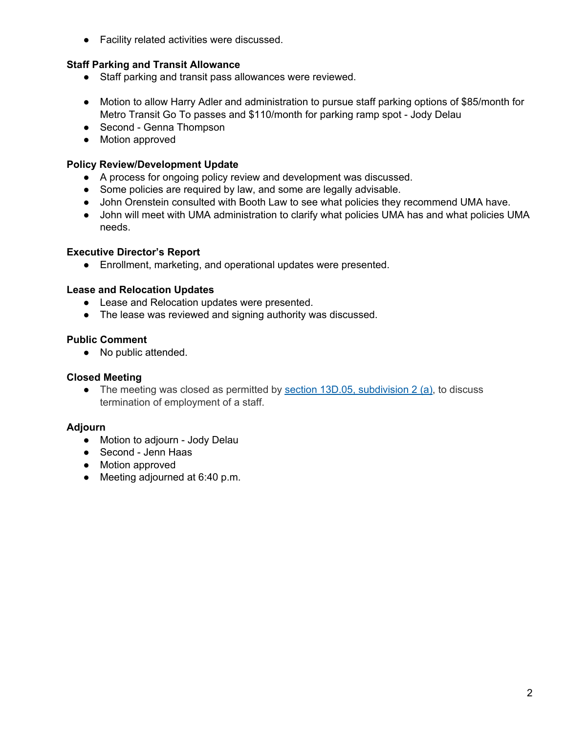- Facility related activities were discussed.

**Staff Parking and Transit Allowance**

- Staff parking and transit pass allowances were reviewed.
- Motion to allow Harry Adler and administration to pursue staff parking options of $85/month for Metro Transit Go To passes and $110/month for parking ramp spot - Jody Delau
- Second - Genna Thompson
- Motion approved

**Policy Review/Development Update**

- A process for ongoing policy review and development was discussed.
- Some policies are required by law, and some are legally advisable.
- John Orenstein consulted with Booth Law to see what policies they recommend UMA have.
- John will meet with UMA administration to clarify what policies UMA has and what policies UMA needs.

**Executive Director's Report**

- Enrollment, marketing, and operational updates were presented.

**Lease and Relocation Updates**

- Lease and Relocation updates were presented.
- The lease was reviewed and signing authority was discussed.

**Public Comment**

- No public attended.

**Closed Meeting**

- The meeting was closed as permitted by section 13D.05, subdivision 2 (a), to discuss termination of employment of a staff.

**Adjourn**

- Motion to adjourn - Jody Delau
- Second - Jenn Haas
- Motion approved
- Meeting adjourned at 6:40 p.m.